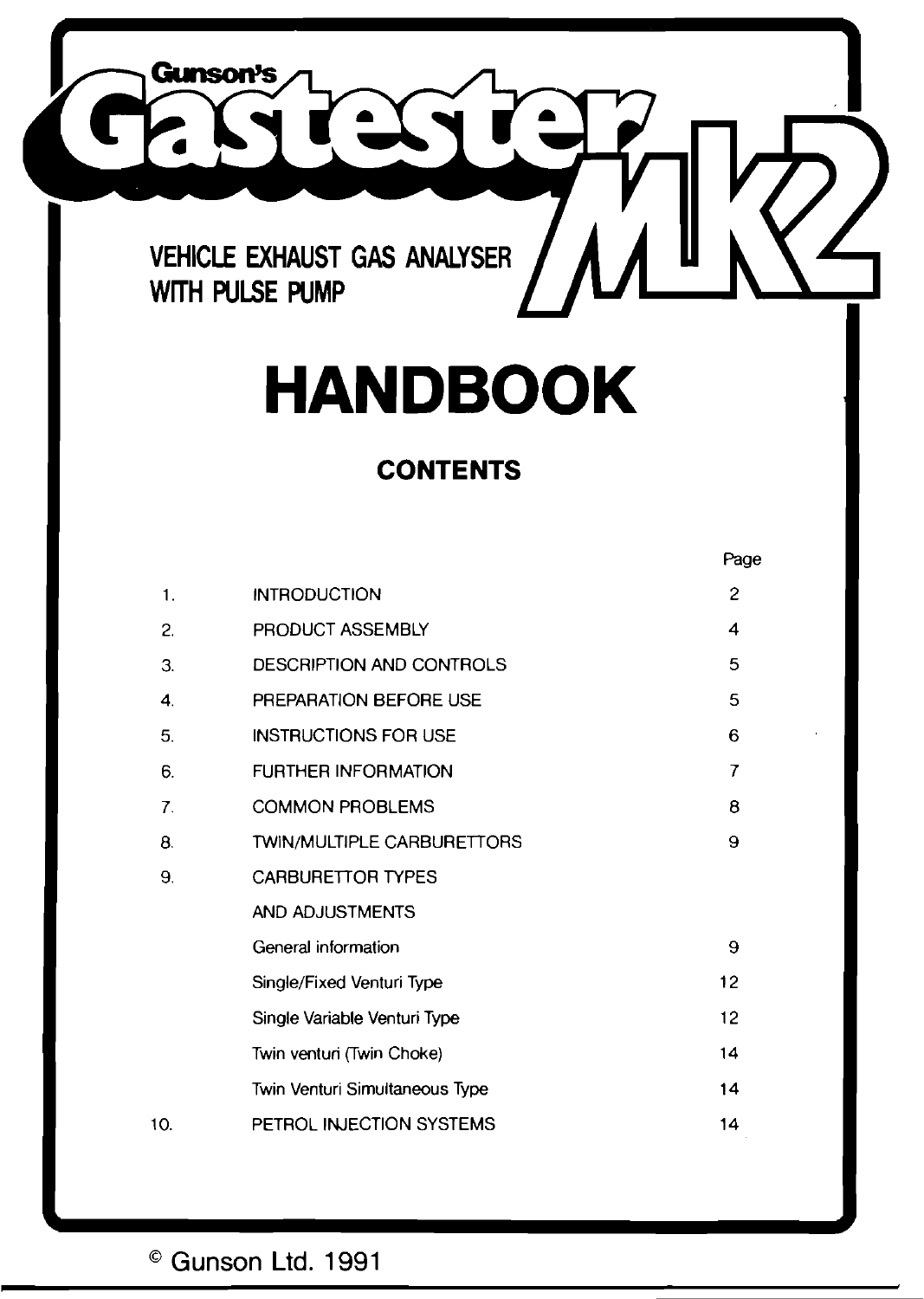Gunson's

# Gastester MK2

VEHICLE EXHAUST GAS ANALYSER
WITH PULSE PUMP

# HANDBOOK

## CONTENTS

| | | Page |
|---|---|---|
| 1. | INTRODUCTION | 2 |
| 2. | PRODUCT ASSEMBLY | 4 |
| 3. | DESCRIPTION AND CONTROLS | 5 |
| 4. | PREPARATION BEFORE USE | 5 |
| 5. | INSTRUCTIONS FOR USE | 6 |
| 6. | FURTHER INFORMATION | 7 |
| 7. | COMMON PROBLEMS | 8 |
| 8. | TWIN/MULTIPLE CARBURETTORS | 9 |
| 9. | CARBURETTOR TYPES AND ADJUSTMENTS | |
| | General information | 9 |
| | Single/Fixed Venturi Type | 12 |
| | Single Variable Venturi Type | 12 |
| | Twin venturi (Twin Choke) | 14 |
| | Twin Venturi Simultaneous Type | 14 |
| 10. | PETROL INJECTION SYSTEMS | 14 |

© Gunson Ltd. 1991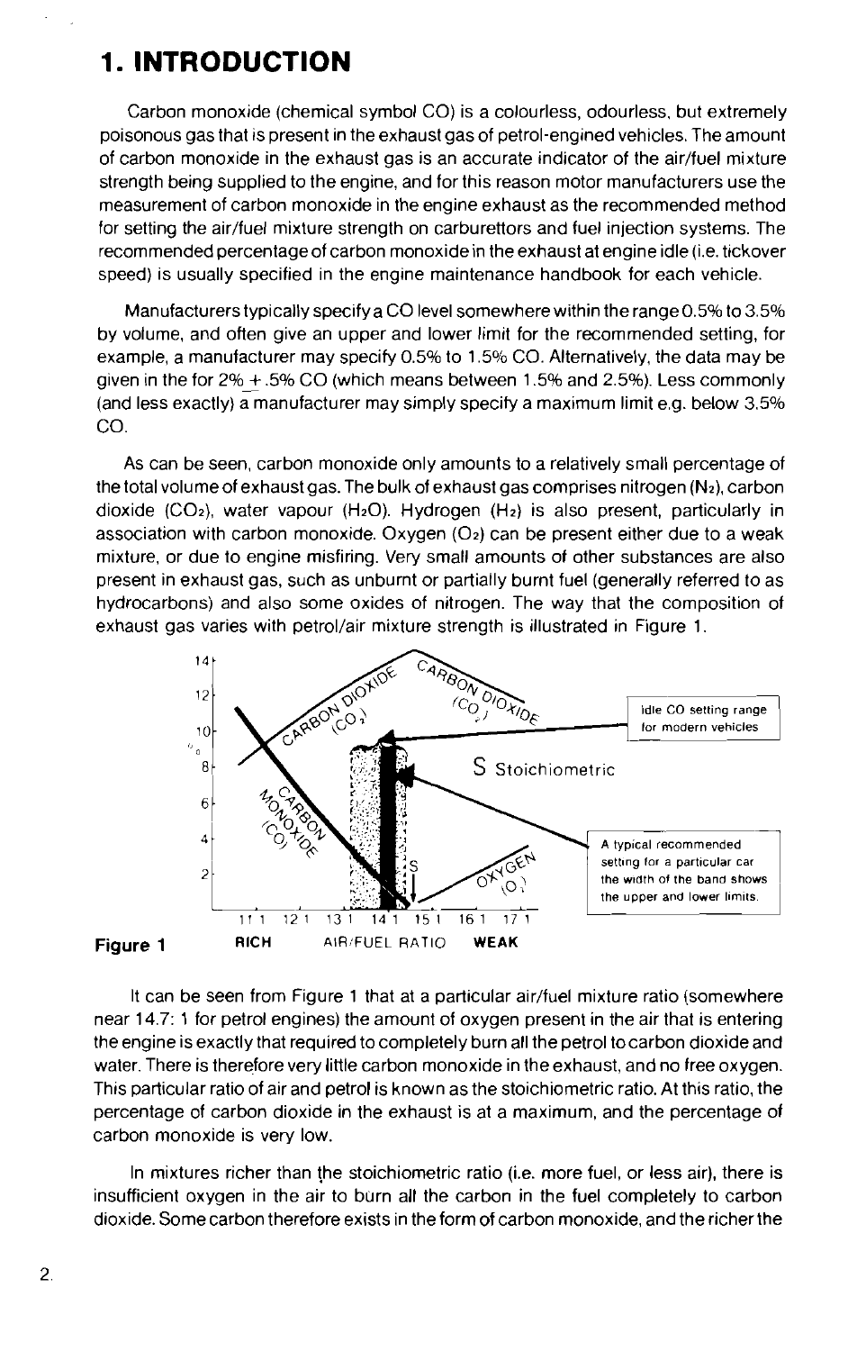# 1. INTRODUCTION

Carbon monoxide (chemical symbol CO) is a colourless, odourless, but extremely poisonous gas that is present in the exhaust gas of petrol-engined vehicles. The amount of carbon monoxide in the exhaust gas is an accurate indicator of the air/fuel mixture strength being supplied to the engine, and for this reason motor manufacturers use the measurement of carbon monoxide in the engine exhaust as the recommended method for setting the air/fuel mixture strength on carburettors and fuel injection systems. The recommended percentage of carbon monoxide in the exhaust at engine idle (i.e. tickover speed) is usually specified in the engine maintenance handbook for each vehicle.

Manufacturers typically specify a CO level somewhere within the range 0.5% to 3.5% by volume, and often give an upper and lower limit for the recommended setting, for example, a manufacturer may specify 0.5% to 1.5% CO. Alternatively, the data may be given in the for 2% ± .5% CO (which means between 1.5% and 2.5%). Less commonly (and less exactly) a manufacturer may simply specify a maximum limit e.g. below 3.5% CO.

As can be seen, carbon monoxide only amounts to a relatively small percentage of the total volume of exhaust gas. The bulk of exhaust gas comprises nitrogen ($N_2$), carbon dioxide ($CO_2$), water vapour ($H_2O$). Hydrogen ($H_2$) is also present, particularly in association with carbon monoxide. Oxygen ($O_2$) can be present either due to a weak mixture, or due to engine misfiring. Very small amounts of other substances are also present in exhaust gas, such as unburnt or partially burnt fuel (generally referred to as hydrocarbons) and also some oxides of nitrogen. The way that the composition of exhaust gas varies with petrol/air mixture strength is illustrated in Figure 1.

**Figure 1**

It can be seen from Figure 1 that at a particular air/fuel mixture ratio (somewhere near 14.7: 1 for petrol engines) the amount of oxygen present in the air that is entering the engine is exactly that required to completely burn all the petrol to carbon dioxide and water. There is therefore very little carbon monoxide in the exhaust, and no free oxygen. This particular ratio of air and petrol is known as the stoichiometric ratio. At this ratio, the percentage of carbon dioxide in the exhaust is at a maximum, and the percentage of carbon monoxide is very low.

In mixtures richer than the stoichiometric ratio (i.e. more fuel, or less air), there is insufficient oxygen in the air to burn all the carbon in the fuel completely to carbon dioxide. Some carbon therefore exists in the form of carbon monoxide, and the richer the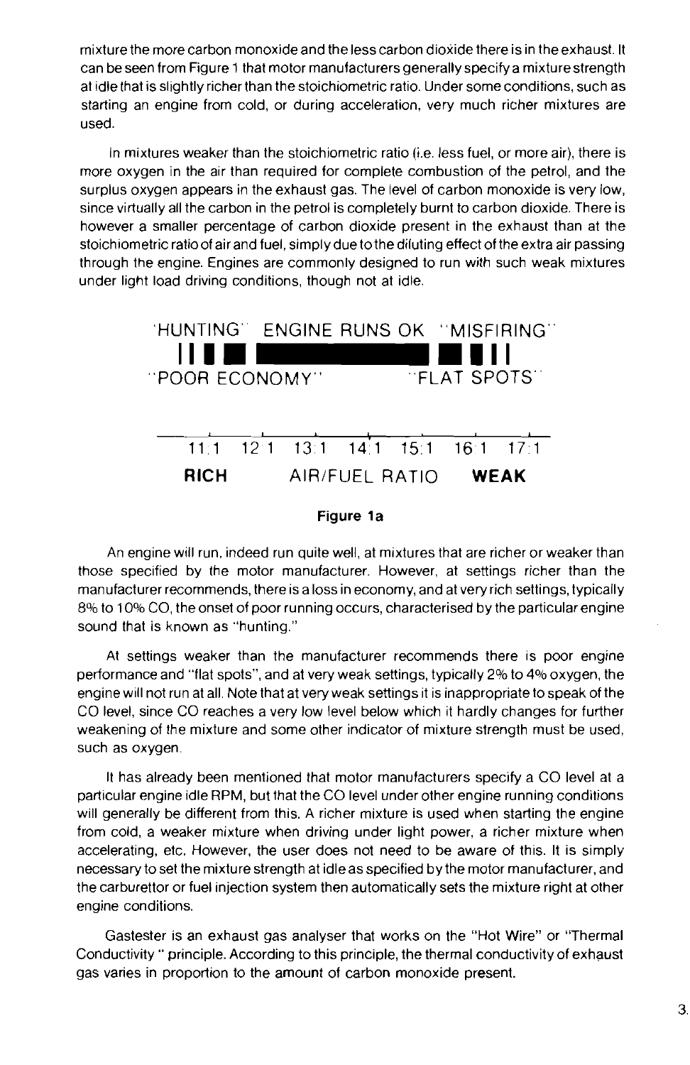mixture the more carbon monoxide and the less carbon dioxide there is in the exhaust. It can be seen from Figure 1 that motor manufacturers generally specify a mixture strength at idle that is slightly richer than the stoichiometric ratio. Under some conditions, such as starting an engine from cold, or during acceleration, very much richer mixtures are used.

In mixtures weaker than the stoichiometric ratio (i.e. less fuel, or more air), there is more oxygen in the air than required for complete combustion of the petrol, and the surplus oxygen appears in the exhaust gas. The level of carbon monoxide is very low, since virtually all the carbon in the petrol is completely burnt to carbon dioxide. There is however a smaller percentage of carbon dioxide present in the exhaust than at the stoichiometric ratio of air and fuel, simply due to the diluting effect of the extra air passing through the engine. Engines are commonly designed to run with such weak mixtures under light load driving conditions, though not at idle.

"HUNTING" ENGINE RUNS OK "MISFIRING"

"POOR ECONOMY" "FLAT SPOTS"

11:1 12:1 13:1 14:1 15:1 16:1 17:1

**RICH** AIR/FUEL RATIO **WEAK**

**Figure 1a**

An engine will run, indeed run quite well, at mixtures that are richer or weaker than those specified by the motor manufacturer. However, at settings richer than the manufacturer recommends, there is a loss in economy, and at very rich settings, typically 8% to 10% CO, the onset of poor running occurs, characterised by the particular engine sound that is known as "hunting."

At settings weaker than the manufacturer recommends there is poor engine performance and "flat spots", and at very weak settings, typically 2% to 4% oxygen, the engine will not run at all. Note that at very weak settings it is inappropriate to speak of the CO level, since CO reaches a very low level below which it hardly changes for further weakening of the mixture and some other indicator of mixture strength must be used, such as oxygen.

It has already been mentioned that motor manufacturers specify a CO level at a particular engine idle RPM, but that the CO level under other engine running conditions will generally be different from this. A richer mixture is used when starting the engine from cold, a weaker mixture when driving under light power, a richer mixture when accelerating, etc. However, the user does not need to be aware of this. It is simply necessary to set the mixture strength at idle as specified by the motor manufacturer, and the carburettor or fuel injection system then automatically sets the mixture right at other engine conditions.

Gastester is an exhaust gas analyser that works on the "Hot Wire" or "Thermal Conductivity" principle. According to this principle, the thermal conductivity of exhaust gas varies in proportion to the amount of carbon monoxide present.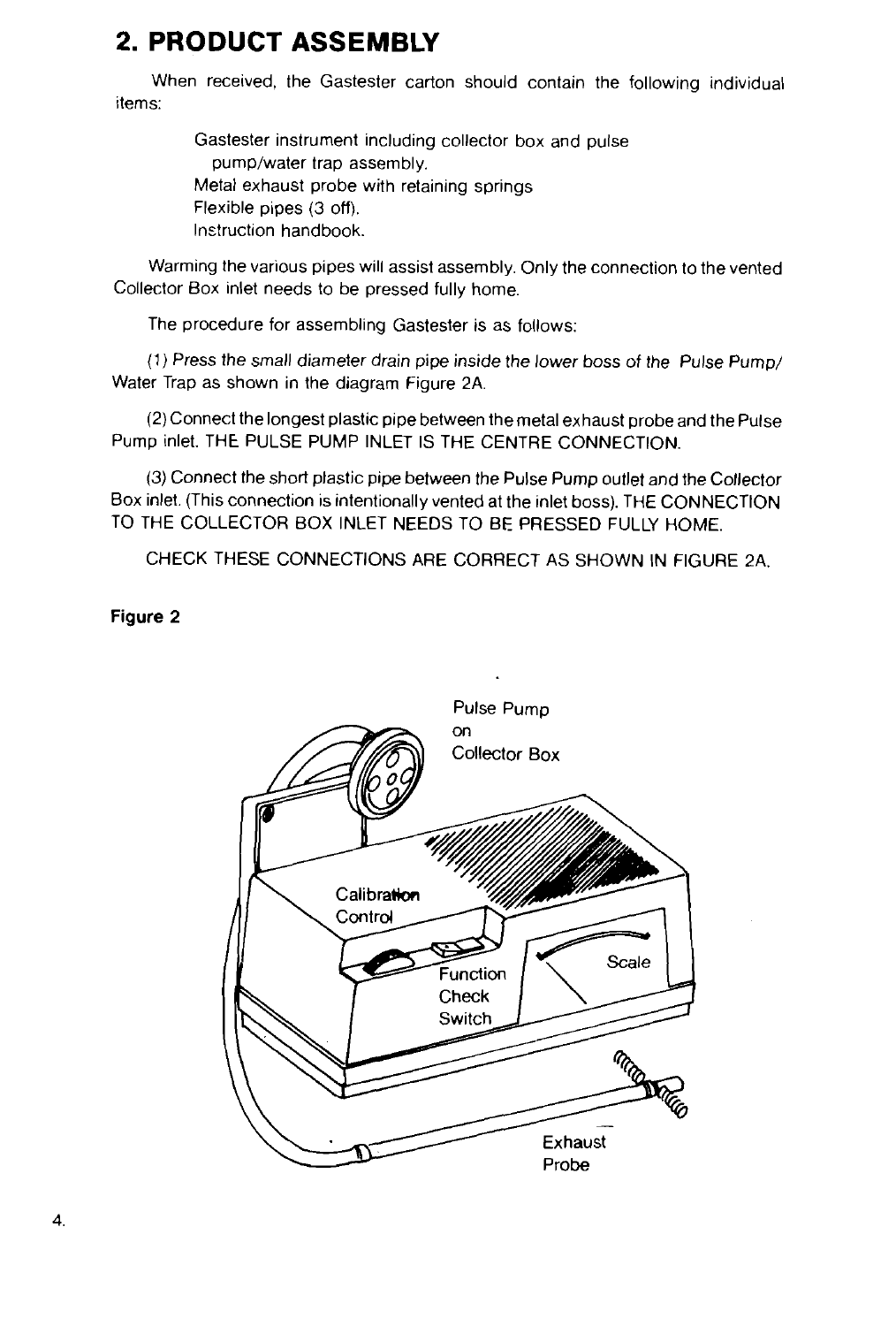## 2. PRODUCT ASSEMBLY

When received, the Gastester carton should contain the following individual items:

Gastester instrument including collector box and pulse pump/water trap assembly.
Metal exhaust probe with retaining springs
Flexible pipes (3 off).
Instruction handbook.

Warming the various pipes will assist assembly. Only the connection to the vented Collector Box inlet needs to be pressed fully home.

The procedure for assembling Gastester is as follows:

(1) *Press the small diameter drain pipe inside the lower boss of the Pulse Pump/ Water Trap as shown in the diagram Figure 2A.*

(2) Connect the longest plastic pipe between the metal exhaust probe and the Pulse Pump inlet. THE PULSE PUMP INLET IS THE CENTRE CONNECTION.

(3) Connect the short plastic pipe between the Pulse Pump outlet and the Collector Box inlet. (This connection is intentionally vented at the inlet boss). THE CONNECTION TO THE COLLECTOR BOX INLET NEEDS TO BE PRESSED FULLY HOME.

CHECK THESE CONNECTIONS ARE CORRECT AS SHOWN IN FIGURE 2A.

**Figure 2**

Pulse Pump on Collector Box

Calibration Control

Function Check Switch

Scale

Exhaust Probe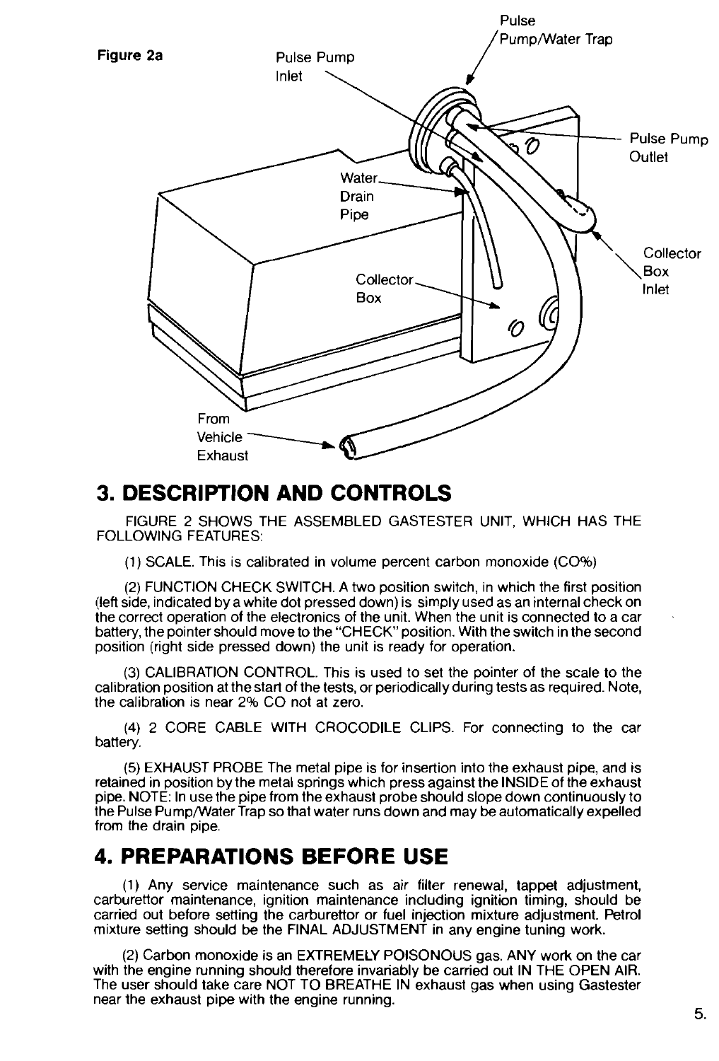Figure 2a

Pulse Pump Inlet

Pulse Pump/Water Trap

Pulse Pump Outlet

Water Drain Pipe

Collector Box Inlet

Collector Box

From Vehicle Exhaust

## 3. DESCRIPTION AND CONTROLS

FIGURE 2 SHOWS THE ASSEMBLED GASTESTER UNIT, WHICH HAS THE FOLLOWING FEATURES:

(1) SCALE. This is calibrated in volume percent carbon monoxide (CO%)

(2) FUNCTION CHECK SWITCH. A two position switch, in which the first position (left side, indicated by a white dot pressed down) is simply used as an internal check on the correct operation of the electronics of the unit. When the unit is connected to a car battery, the pointer should move to the "CHECK" position. With the switch in the second position (right side pressed down) the unit is ready for operation.

(3) CALIBRATION CONTROL. This is used to set the pointer of the scale to the calibration position at the start of the tests, or periodically during tests as required. Note, the calibration is near 2% CO not at zero.

(4) 2 CORE CABLE WITH CROCODILE CLIPS. For connecting to the car battery.

(5) EXHAUST PROBE The metal pipe is for insertion into the exhaust pipe, and is retained in position by the metal springs which press against the INSIDE of the exhaust pipe. NOTE: In use the pipe from the exhaust probe should slope down continuously to the Pulse Pump/Water Trap so that water runs down and may be automatically expelled from the drain pipe.

## 4. PREPARATIONS BEFORE USE

(1) Any service maintenance such as air filter renewal, tappet adjustment, carburettor maintenance, ignition maintenance including ignition timing, should be carried out before setting the carburettor or fuel injection mixture adjustment. Petrol mixture setting should be the FINAL ADJUSTMENT in any engine tuning work.

(2) Carbon monoxide is an EXTREMELY POISONOUS gas. ANY work on the car with the engine running should therefore invariably be carried out IN THE OPEN AIR. The user should take care NOT TO BREATHE IN exhaust gas when using Gastester near the exhaust pipe with the engine running.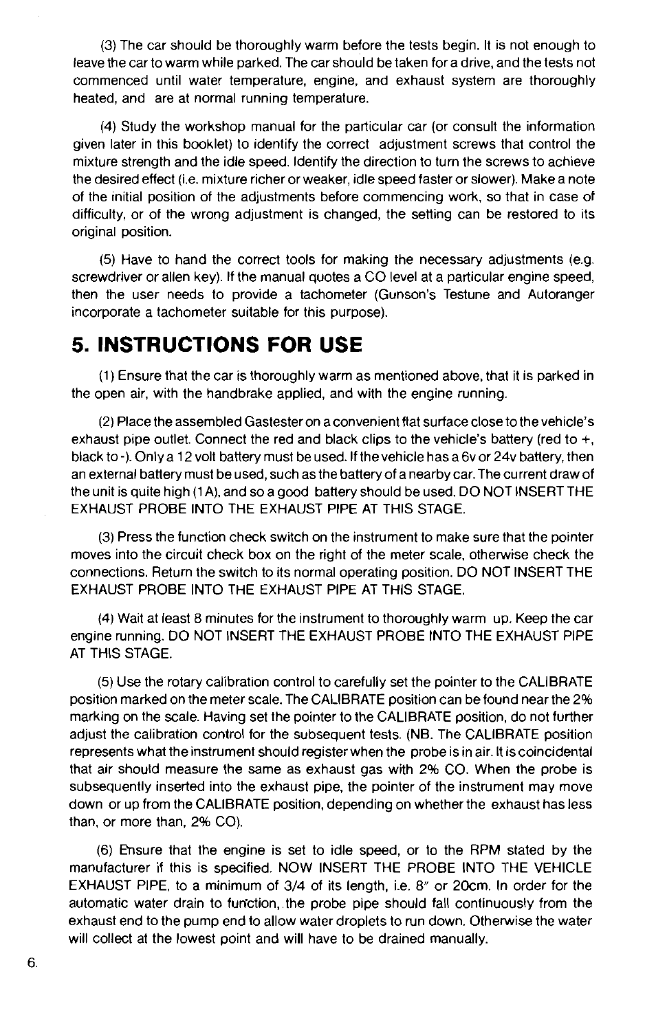(3) The car should be thoroughly warm before the tests begin. It is not enough to leave the car to warm while parked. The car should be taken for a drive, and the tests not commenced until water temperature, engine, and exhaust system are thoroughly heated, and are at normal running temperature.

(4) Study the workshop manual for the particular car (or consult the information given later in this booklet) to identify the correct adjustment screws that control the mixture strength and the idle speed. Identify the direction to turn the screws to achieve the desired effect (i.e. mixture richer or weaker, idle speed faster or slower). Make a note of the initial position of the adjustments before commencing work, so that in case of difficulty, or of the wrong adjustment is changed, the setting can be restored to its original position.

(5) Have to hand the correct tools for making the necessary adjustments (e.g. screwdriver or allen key). If the manual quotes a CO level at a particular engine speed, then the user needs to provide a tachometer (Gunson's Testune and Autoranger incorporate a tachometer suitable for this purpose).

## 5. INSTRUCTIONS FOR USE

(1) Ensure that the car is thoroughly warm as mentioned above, that it is parked in the open air, with the handbrake applied, and with the engine running.

(2) Place the assembled Gastester on a convenient flat surface close to the vehicle's exhaust pipe outlet. Connect the red and black clips to the vehicle's battery (red to +, black to -). Only a 12 volt battery must be used. If the vehicle has a 6v or 24v battery, then an external battery must be used, such as the battery of a nearby car. The current draw of the unit is quite high (1 A), and so a good battery should be used. DO NOT INSERT THE EXHAUST PROBE INTO THE EXHAUST PIPE AT THIS STAGE.

(3) Press the function check switch on the instrument to make sure that the pointer moves into the circuit check box on the right of the meter scale, otherwise check the connections. Return the switch to its normal operating position. DO NOT INSERT THE EXHAUST PROBE INTO THE EXHAUST PIPE AT THIS STAGE.

(4) Wait at least 8 minutes for the instrument to thoroughly warm up. Keep the car engine running. DO NOT INSERT THE EXHAUST PROBE INTO THE EXHAUST PIPE AT THIS STAGE.

(5) Use the rotary calibration control to carefully set the pointer to the CALIBRATE position marked on the meter scale. The CALIBRATE position can be found near the 2% marking on the scale. Having set the pointer to the CALIBRATE position, do not further adjust the calibration control for the subsequent tests. (NB. The CALIBRATE position represents what the instrument should register when the probe is in air. It is coincidental that air should measure the same as exhaust gas with 2% CO. When the probe is subsequently inserted into the exhaust pipe, the pointer of the instrument may move down or up from the CALIBRATE position, depending on whether the exhaust has less than, or more than, 2% CO).

(6) Ensure that the engine is set to idle speed, or to the RPM stated by the manufacturer if this is specified. NOW INSERT THE PROBE INTO THE VEHICLE EXHAUST PIPE, to a minimum of 3/4 of its length, i.e. 8" or 20cm. In order for the automatic water drain to function, the probe pipe should fall continuously from the exhaust end to the pump end to allow water droplets to run down. Otherwise the water will collect at the lowest point and will have to be drained manually.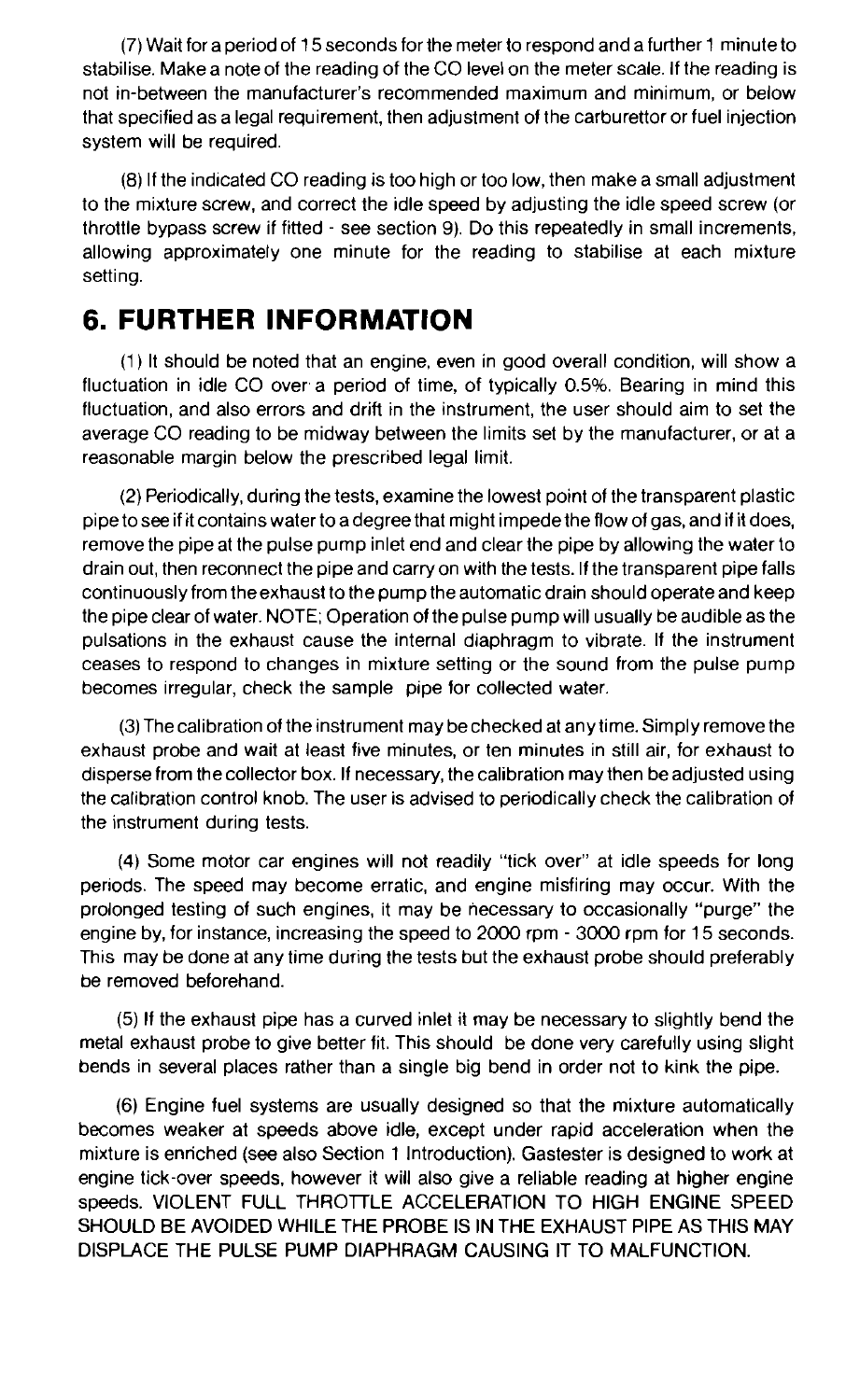(7) Wait for a period of 15 seconds for the meter to respond and a further 1 minute to stabilise. Make a note of the reading of the CO level on the meter scale. If the reading is not in-between the manufacturer's recommended maximum and minimum, or below that specified as a legal requirement, then adjustment of the carburettor or fuel injection system will be required.

(8) If the indicated CO reading is too high or too low, then make a small adjustment to the mixture screw, and correct the idle speed by adjusting the idle speed screw (or throttle bypass screw if fitted - see section 9). Do this repeatedly in small increments, allowing approximately one minute for the reading to stabilise at each mixture setting.

## 6. FURTHER INFORMATION

(1) It should be noted that an engine, even in good overall condition, will show a fluctuation in idle CO over a period of time, of typically 0.5%. Bearing in mind this fluctuation, and also errors and drift in the instrument, the user should aim to set the average CO reading to be midway between the limits set by the manufacturer, or at a reasonable margin below the prescribed legal limit.

(2) Periodically, during the tests, examine the lowest point of the transparent plastic pipe to see if it contains water to a degree that might impede the flow of gas, and if it does, remove the pipe at the pulse pump inlet end and clear the pipe by allowing the water to drain out, then reconnect the pipe and carry on with the tests. If the transparent pipe falls continuously from the exhaust to the pump the automatic drain should operate and keep the pipe clear of water. NOTE; Operation of the pulse pump will usually be audible as the pulsations in the exhaust cause the internal diaphragm to vibrate. If the instrument ceases to respond to changes in mixture setting or the sound from the pulse pump becomes irregular, check the sample pipe for collected water.

(3) The calibration of the instrument may be checked at any time. Simply remove the exhaust probe and wait at least five minutes, or ten minutes in still air, for exhaust to disperse from the collector box. If necessary, the calibration may then be adjusted using the calibration control knob. The user is advised to periodically check the calibration of the instrument during tests.

(4) Some motor car engines will not readily "tick over" at idle speeds for long periods. The speed may become erratic, and engine misfiring may occur. With the prolonged testing of such engines, it may be necessary to occasionally "purge" the engine by, for instance, increasing the speed to 2000 rpm - 3000 rpm for 15 seconds. This may be done at any time during the tests but the exhaust probe should preferably be removed beforehand.

(5) If the exhaust pipe has a curved inlet it may be necessary to slightly bend the metal exhaust probe to give better fit. This should be done very carefully using slight bends in several places rather than a single big bend in order not to kink the pipe.

(6) Engine fuel systems are usually designed so that the mixture automatically becomes weaker at speeds above idle, except under rapid acceleration when the mixture is enriched (see also Section 1 Introduction). Gastester is designed to work at engine tick-over speeds, however it will also give a reliable reading at higher engine speeds. VIOLENT FULL THROTTLE ACCELERATION TO HIGH ENGINE SPEED SHOULD BE AVOIDED WHILE THE PROBE IS IN THE EXHAUST PIPE AS THIS MAY DISPLACE THE PULSE PUMP DIAPHRAGM CAUSING IT TO MALFUNCTION.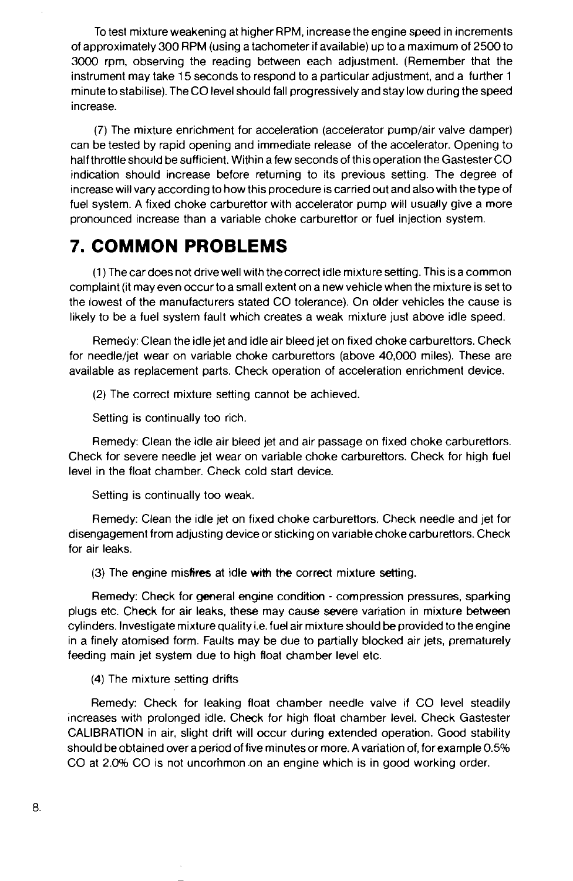To test mixture weakening at higher RPM, increase the engine speed in increments of approximately 300 RPM (using a tachometer if available) up to a maximum of 2500 to 3000 rpm, observing the reading between each adjustment. (Remember that the instrument may take 15 seconds to respond to a particular adjustment, and a further 1 minute to stabilise). The CO level should fall progressively and stay low during the speed increase.

(7) The mixture enrichment for acceleration (accelerator pump/air valve damper) can be tested by rapid opening and immediate release of the accelerator. Opening to half throttle should be sufficient. Within a few seconds of this operation the Gastester CO indication should increase before returning to its previous setting. The degree of increase will vary according to how this procedure is carried out and also with the type of fuel system. A fixed choke carburettor with accelerator pump will usually give a more pronounced increase than a variable choke carburettor or fuel injection system.

## 7. COMMON PROBLEMS

(1) The car does not drive well with the correct idle mixture setting. This is a common complaint (it may even occur to a small extent on a new vehicle when the mixture is set to the lowest of the manufacturers stated CO tolerance). On older vehicles the cause is likely to be a fuel system fault which creates a weak mixture just above idle speed.

Remedy: Clean the idle jet and idle air bleed jet on fixed choke carburettors. Check for needle/jet wear on variable choke carburettors (above 40,000 miles). These are available as replacement parts. Check operation of acceleration enrichment device.

(2) The correct mixture setting cannot be achieved.

Setting is continually too rich.

Remedy: Clean the idle air bleed jet and air passage on fixed choke carburettors. Check for severe needle jet wear on variable choke carburettors. Check for high fuel level in the float chamber. Check cold start device.

Setting is continually too weak.

Remedy: Clean the idle jet on fixed choke carburettors. Check needle and jet for disengagement from adjusting device or sticking on variable choke carburettors. Check for air leaks.

(3) The engine misfires at idle with the correct mixture setting.

Remedy: Check for general engine condition - compression pressures, sparking plugs etc. Check for air leaks, these may cause severe variation in mixture between cylinders. Investigate mixture quality i.e. fuel air mixture should be provided to the engine in a finely atomised form. Faults may be due to partially blocked air jets, prematurely feeding main jet system due to high float chamber level etc.

(4) The mixture setting drifts

Remedy: Check for leaking float chamber needle valve if CO level steadily increases with prolonged idle. Check for high float chamber level. Check Gastester CALIBRATION in air, slight drift will occur during extended operation. Good stability should be obtained over a period of five minutes or more. A variation of, for example 0.5% CO at 2.0% CO is not uncommon on an engine which is in good working order.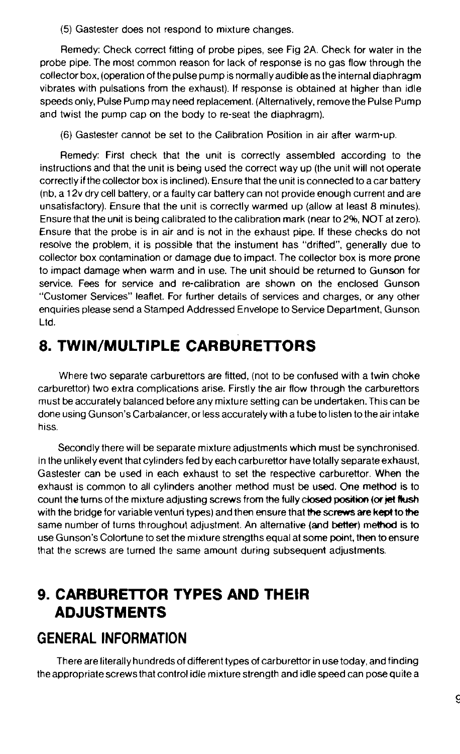(5) Gastester does not respond to mixture changes.

Remedy: Check correct fitting of probe pipes, see Fig 2A. Check for water in the probe pipe. The most common reason for lack of response is no gas flow through the collector box, (operation of the pulse pump is normally audible as the internal diaphragm vibrates with pulsations from the exhaust). If response is obtained at higher than idle speeds only, Pulse Pump may need replacement. (Alternatively, remove the Pulse Pump and twist the pump cap on the body to re-seat the diaphragm).

(6) Gastester cannot be set to the Calibration Position in air after warm-up.

Remedy: First check that the unit is correctly assembled according to the instructions and that the unit is being used the correct way up (the unit will not operate correctly if the collector box is inclined). Ensure that the unit is connected to a car battery (nb, a 12v dry cell battery, or a faulty car battery can not provide enough current and are unsatisfactory). Ensure that the unit is correctly warmed up (allow at least 8 minutes). Ensure that the unit is being calibrated to the calibration mark (near to 2%, NOT at zero). Ensure that the probe is in air and is not in the exhaust pipe. If these checks do not resolve the problem, it is possible that the instument has "drifted", generally due to collector box contamination or damage due to impact. The collector box is more prone to impact damage when warm and in use. The unit should be returned to Gunson for service. Fees for service and re-calibration are shown on the enclosed Gunson "Customer Services" leaflet. For further details of services and charges, or any other enquiries please send a Stamped Addressed Envelope to Service Department, Gunson Ltd.

## 8. TWIN/MULTIPLE CARBURETTORS

Where two separate carburettors are fitted, (not to be confused with a twin choke carburettor) two extra complications arise. Firstly the air flow through the carburettors must be accurately balanced before any mixture setting can be undertaken. This can be done using Gunson's Carbalancer, or less accurately with a tube to listen to the air intake hiss.

Secondly there will be separate mixture adjustments which must be synchronised. In the unlikely event that cylinders fed by each carburettor have totally separate exhaust, Gastester can be used in each exhaust to set the respective carburettor. When the exhaust is common to all cylinders another method must be used. One method is to count the turns of the mixture adjusting screws from the fully closed position (or jet flush with the bridge for variable venturi types) and then ensure that the screws are kept to the same number of turns throughout adjustment. An alternative (and better) method is to use Gunson's Colortune to set the mixture strengths equal at some point, then to ensure that the screws are turned the same amount during subsequent adjustments.

## 9. CARBURETTOR TYPES AND THEIR ADJUSTMENTS

### GENERAL INFORMATION

There are literally hundreds of different types of carburettor in use today, and finding the appropriate screws that control idle mixture strength and idle speed can pose quite a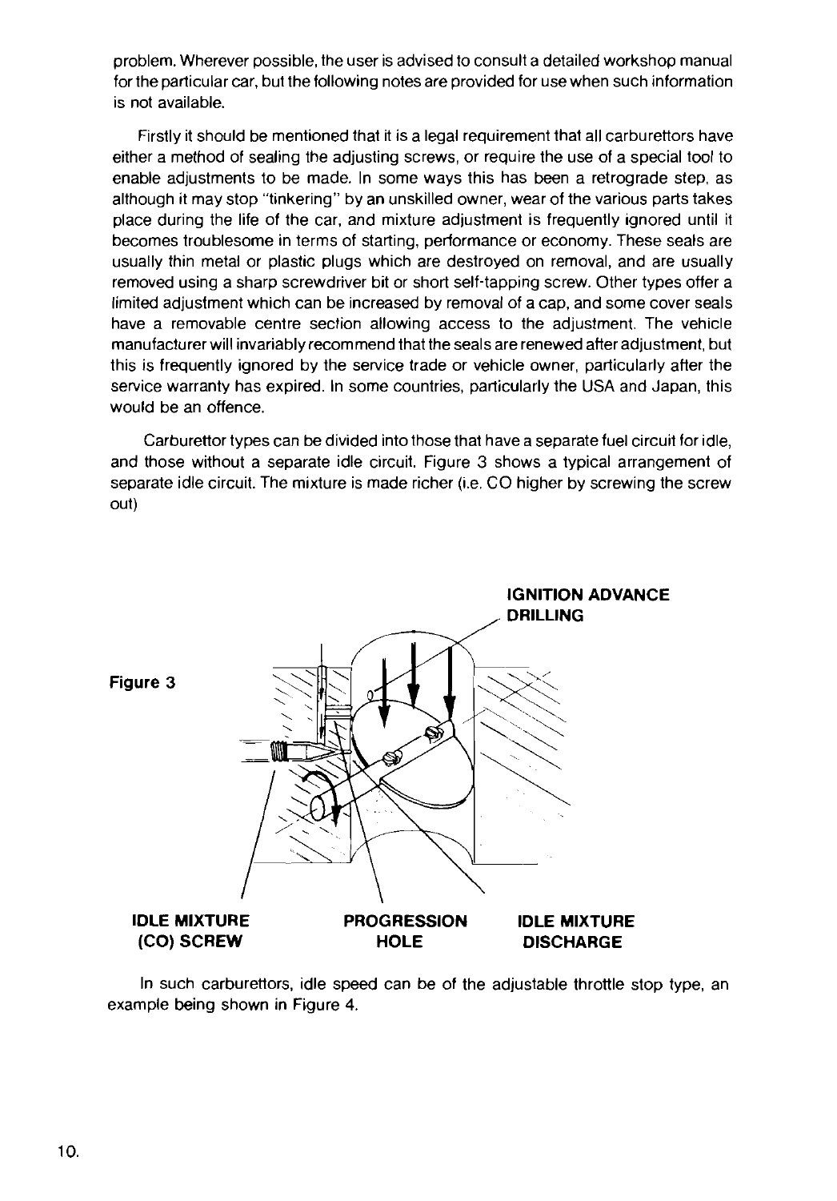problem. Wherever possible, the user is advised to consult a detailed workshop manual for the particular car, but the following notes are provided for use when such information is not available.

Firstly it should be mentioned that it is a legal requirement that all carburettors have either a method of sealing the adjusting screws, or require the use of a special tool to enable adjustments to be made. In some ways this has been a retrograde step, as although it may stop "tinkering" by an unskilled owner, wear of the various parts takes place during the life of the car, and mixture adjustment is frequently ignored until it becomes troublesome in terms of starting, performance or economy. These seals are usually thin metal or plastic plugs which are destroyed on removal, and are usually removed using a sharp screwdriver bit or short self-tapping screw. Other types offer a limited adjustment which can be increased by removal of a cap, and some cover seals have a removable centre section allowing access to the adjustment. The vehicle manufacturer will invariably recommend that the seals are renewed after adjustment, but this is frequently ignored by the service trade or vehicle owner, particularly after the service warranty has expired. In some countries, particularly the USA and Japan, this would be an offence.

Carburettor types can be divided into those that have a separate fuel circuit for idle, and those without a separate idle circuit. Figure 3 shows a typical arrangement of separate idle circuit. The mixture is made richer (i.e. CO higher by screwing the screw out)

**Figure 3**

IGNITION ADVANCE DRILLING

IDLE MIXTURE (CO) SCREW

PROGRESSION HOLE

IDLE MIXTURE DISCHARGE

In such carburettors, idle speed can be of the adjustable throttle stop type, an example being shown in Figure 4.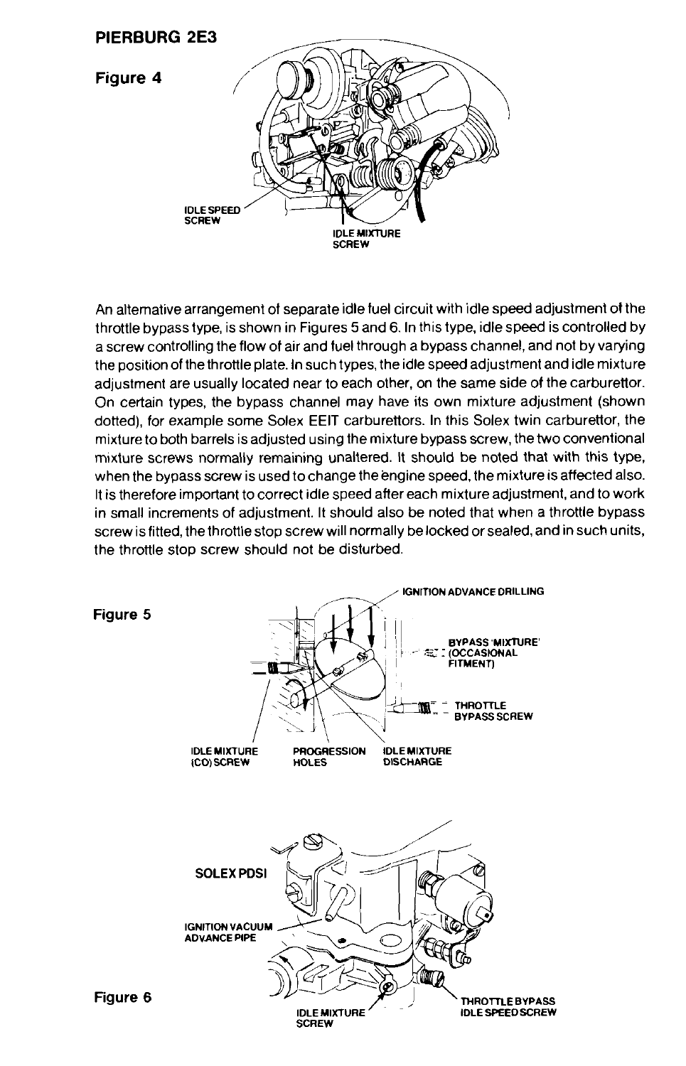**PIERBURG 2E3**

**Figure 4**

IDLE SPEED SCREW

IDLE MIXTURE SCREW

An alternative arrangement of separate idle fuel circuit with idle speed adjustment of the throttle bypass type, is shown in Figures 5 and 6. In this type, idle speed is controlled by a screw controlling the flow of air and fuel through a bypass channel, and not by varying the position of the throttle plate. In such types, the idle speed adjustment and idle mixture adjustment are usually located near to each other, on the same side of the carburettor. On certain types, the bypass channel may have its own mixture adjustment (shown dotted), for example some Solex EEIT carburettors. In this Solex twin carburettor, the mixture to both barrels is adjusted using the mixture bypass screw, the two conventional mixture screws normally remaining unaltered. It should be noted that with this type, when the bypass screw is used to change the engine speed, the mixture is affected also. It is therefore important to correct idle speed after each mixture adjustment, and to work in small increments of adjustment. It should also be noted that when a throttle bypass screw is fitted, the throttle stop screw will normally be locked or sealed, and in such units, the throttle stop screw should not be disturbed.

**Figure 5**

IGNITION ADVANCE DRILLING

BYPASS 'MIXTURE' (OCCASIONAL FITMENT)

THROTTLE BYPASS SCREW

IDLE MIXTURE (CO) SCREW

PROGRESSION HOLES

IDLE MIXTURE DISCHARGE

**Figure 6**

SOLEX PDSI

IGNITION VACUUM ADVANCE PIPE

IDLE MIXTURE SCREW

THROTTLE BYPASS IDLE SPEED SCREW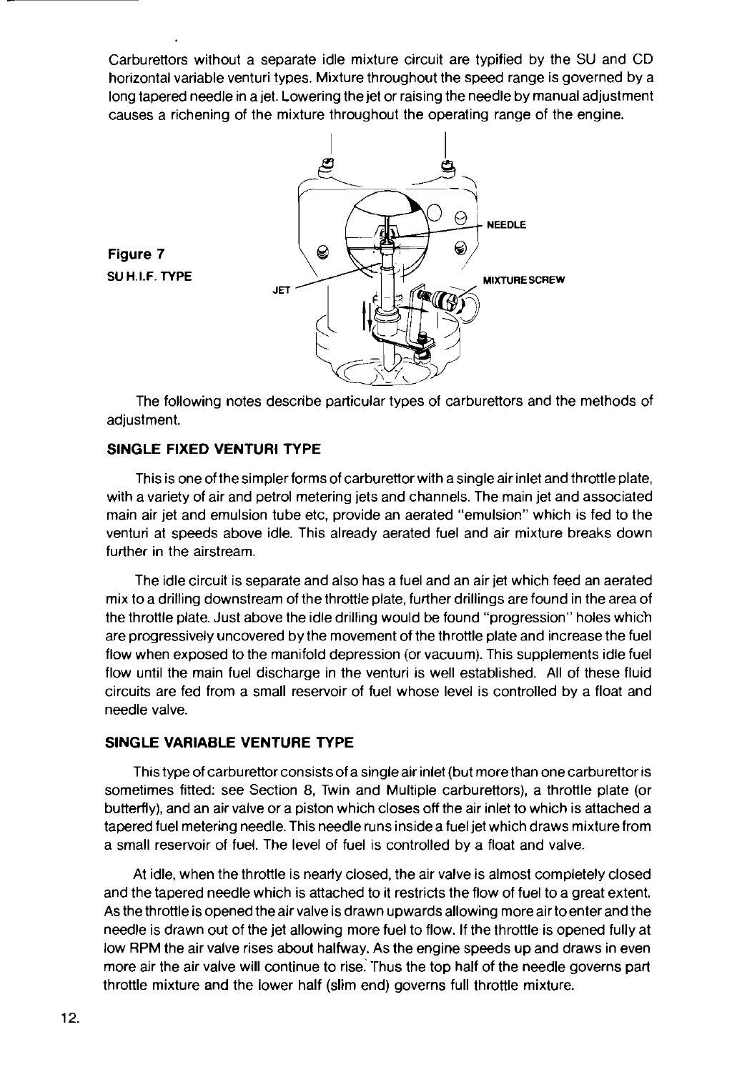Carburettors without a separate idle mixture circuit are typified by the SU and CD horizontal variable venturi types. Mixture throughout the speed range is governed by a long tapered needle in a jet. Lowering the jet or raising the needle by manual adjustment causes a richening of the mixture throughout the operating range of the engine.

**Figure 7**
**SU H.I.F. TYPE**

NEEDLE
JET
MIXTURE SCREW

The following notes describe particular types of carburettors and the methods of adjustment.

### SINGLE FIXED VENTURI TYPE

This is one of the simpler forms of carburettor with a single air inlet and throttle plate, with a variety of air and petrol metering jets and channels. The main jet and associated main air jet and emulsion tube etc, provide an aerated "emulsion" which is fed to the venturi at speeds above idle. This already aerated fuel and air mixture breaks down further in the airstream.

The idle circuit is separate and also has a fuel and an air jet which feed an aerated mix to a drilling downstream of the throttle plate, further drillings are found in the area of the throttle plate. Just above the idle drilling would be found "progression" holes which are progressively uncovered by the movement of the throttle plate and increase the fuel flow when exposed to the manifold depression (or vacuum). This supplements idle fuel flow until the main fuel discharge in the venturi is well established. All of these fluid circuits are fed from a small reservoir of fuel whose level is controlled by a float and needle valve.

### SINGLE VARIABLE VENTURE TYPE

This type of carburettor consists of a single air inlet (but more than one carburettor is sometimes fitted: see Section 8, Twin and Multiple carburettors), a throttle plate (or butterfly), and an air valve or a piston which closes off the air inlet to which is attached a tapered fuel metering needle. This needle runs inside a fuel jet which draws mixture from a small reservoir of fuel. The level of fuel is controlled by a float and valve.

At idle, when the throttle is nearly closed, the air valve is almost completely closed and the tapered needle which is attached to it restricts the flow of fuel to a great extent. As the throttle is opened the air valve is drawn upwards allowing more air to enter and the needle is drawn out of the jet allowing more fuel to flow. If the throttle is opened fully at low RPM the air valve rises about halfway. As the engine speeds up and draws in even more air the air valve will continue to rise. Thus the top half of the needle governs part throttle mixture and the lower half (slim end) governs full throttle mixture.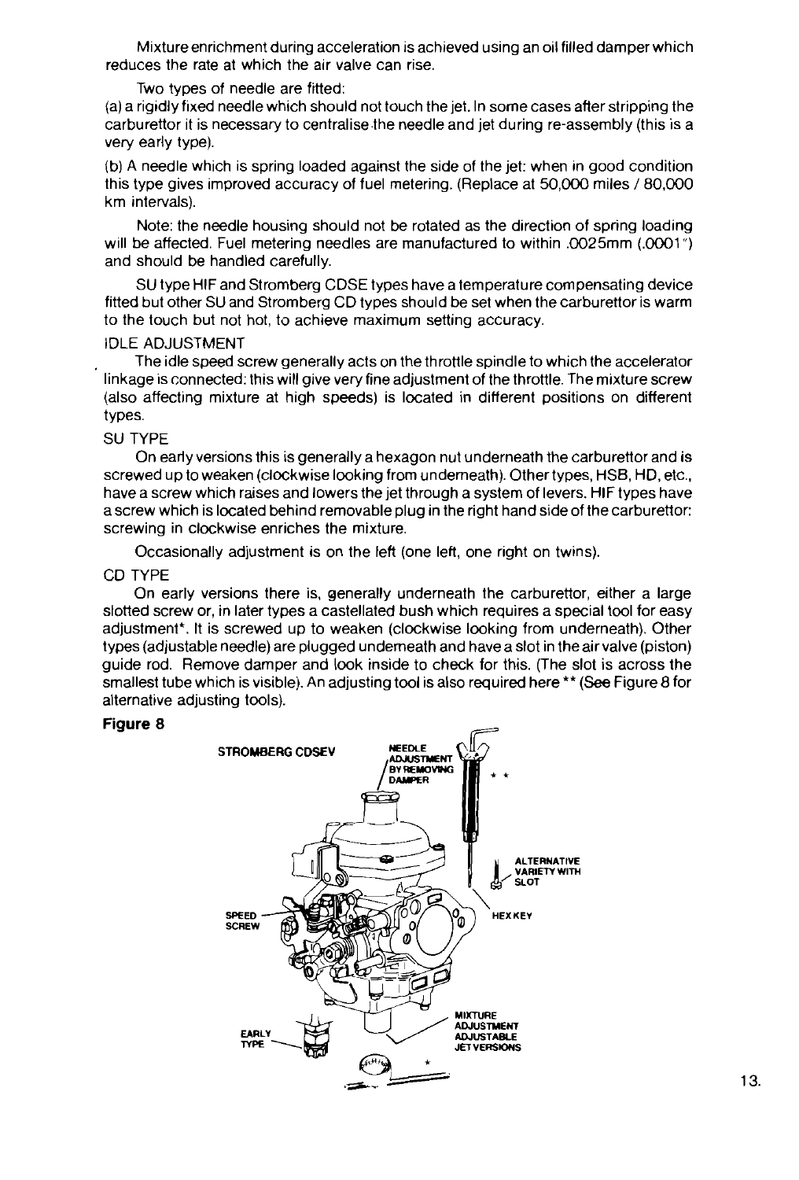Mixture enrichment during acceleration is achieved using an oil filled damper which reduces the rate at which the air valve can rise.

Two types of needle are fitted:

(a) a rigidly fixed needle which should not touch the jet. In some cases after stripping the carburettor it is necessary to centralise the needle and jet during re-assembly (this is a very early type).

(b) A needle which is spring loaded against the side of the jet: when in good condition this type gives improved accuracy of fuel metering. (Replace at 50,000 miles / 80,000 km intervals).

Note: the needle housing should not be rotated as the direction of spring loading will be affected. Fuel metering needles are manufactured to within .0025mm (.0001") and should be handled carefully.

SU type HIF and Stromberg CDSE types have a temperature compensating device fitted but other SU and Stromberg CD types should be set when the carburettor is warm to the touch but not hot, to achieve maximum setting accuracy.

IDLE ADJUSTMENT

The idle speed screw generally acts on the throttle spindle to which the accelerator linkage is connected: this will give very fine adjustment of the throttle. The mixture screw (also affecting mixture at high speeds) is located in different positions on different types.

SU TYPE

On early versions this is generally a hexagon nut underneath the carburettor and is screwed up to weaken (clockwise looking from underneath). Other types, HSB, HD, etc., have a screw which raises and lowers the jet through a system of levers. HIF types have a screw which is located behind removable plug in the right hand side of the carburettor: screwing in clockwise enriches the mixture.

Occasionally adjustment is on the left (one left, one right on twins).

CD TYPE

On early versions there is, generally underneath the carburettor, either a large slotted screw or, in later types a castellated bush which requires a special tool for easy adjustment*. It is screwed up to weaken (clockwise looking from underneath). Other types (adjustable needle) are plugged underneath and have a slot in the air valve (piston) guide rod. Remove damper and look inside to check for this. (The slot is across the smallest tube which is visible). An adjusting tool is also required here ** (See Figure 8 for alternative adjusting tools).

**Figure 8**

STROMBERG CDSEV

NEEDLE ADJUSTMENT BY REMOVING DAMPER

\* \*

ALTERNATIVE VARIETY WITH SLOT

HEX KEY

SPEED SCREW

EARLY TYPE

MIXTURE ADJUSTMENT ADJUSTABLE JET VERSIONS

\*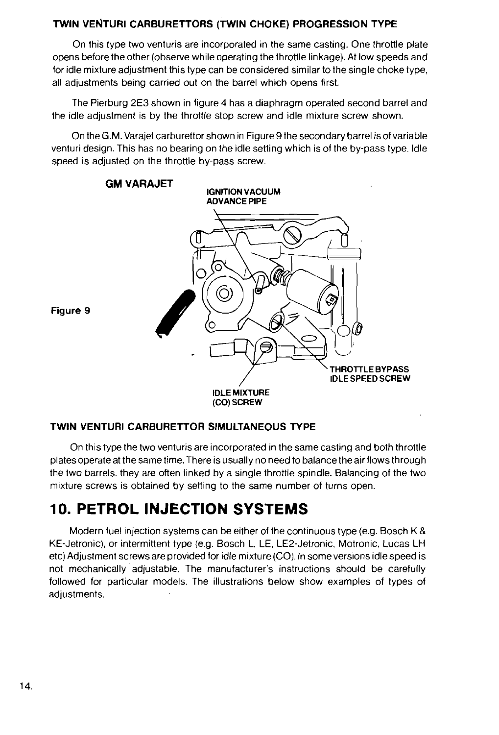### TWIN VENTURI CARBURETTORS (TWIN CHOKE) PROGRESSION TYPE

On this type two venturis are incorporated in the same casting. One throttle plate opens before the other (observe while operating the throttle linkage). At low speeds and for idle mixture adjustment this type can be considered similar to the single choke type, all adjustments being carried out on the barrel which opens first.

The Pierburg 2E3 shown in figure 4 has a diaphragm operated second barrel and the idle adjustment is by the throttle stop screw and idle mixture screw shown.

On the G.M. Varajet carburettor shown in Figure 9 the secondary barrel is of variable venturi design. This has no bearing on the idle setting which is of the by-pass type. Idle speed is adjusted on the throttle by-pass screw.

**GM VARAJET**

IGNITION VACUUM ADVANCE PIPE

THROTTLE BYPASS IDLE SPEED SCREW

IDLE MIXTURE (CO) SCREW

Figure 9

### TWIN VENTURI CARBURETTOR SIMULTANEOUS TYPE

On this type the two venturis are incorporated in the same casting and both throttle plates operate at the same time. There is usually no need to balance the air flows through the two barrels. they are often linked by a single throttle spindle. Balancing of the two mixture screws is obtained by setting to the same number of turns open.

## 10. PETROL INJECTION SYSTEMS

Modern fuel injection systems can be either of the continuous type (e.g. Bosch K & KE-Jetronic), or intermittent type (e.g. Bosch L, LE, LE2-Jetronic, Motronic, Lucas LH etc) Adjustment screws are provided for idle mixture (CO). In some versions idle speed is not mechanically adjustable. The manufacturer's instructions should be carefully followed for particular models. The illustrations below show examples of types of adjustments.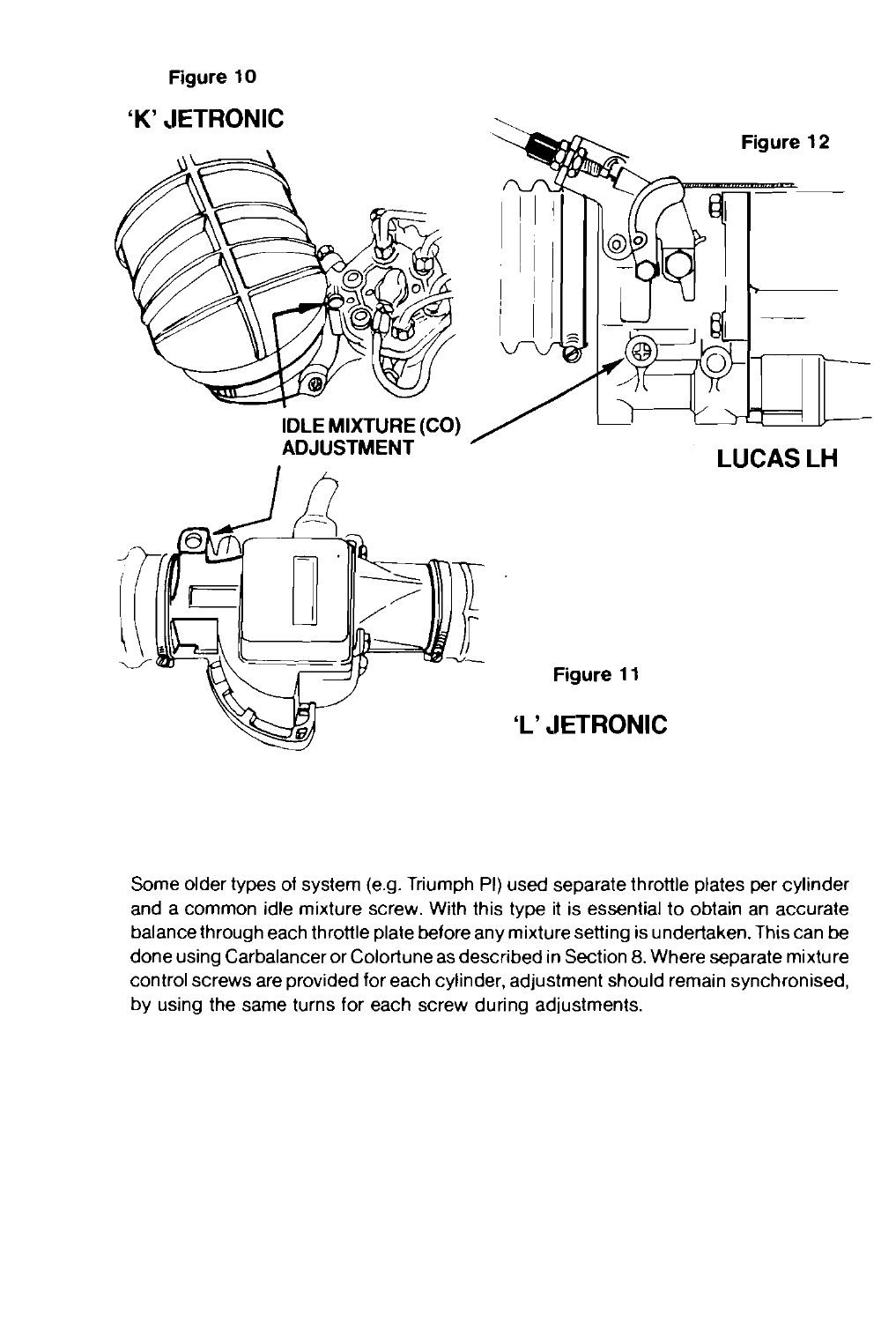Figure 10

'K' JETRONIC

Figure 12

IDLE MIXTURE (CO) ADJUSTMENT

LUCAS LH

Figure 11

'L' JETRONIC

Some older types of system (e.g. Triumph PI) used separate throttle plates per cylinder and a common idle mixture screw. With this type it is essential to obtain an accurate balance through each throttle plate before any mixture setting is undertaken. This can be done using Carbalancer or Colortune as described in Section 8. Where separate mixture control screws are provided for each cylinder, adjustment should remain synchronised, by using the same turns for each screw during adjustments.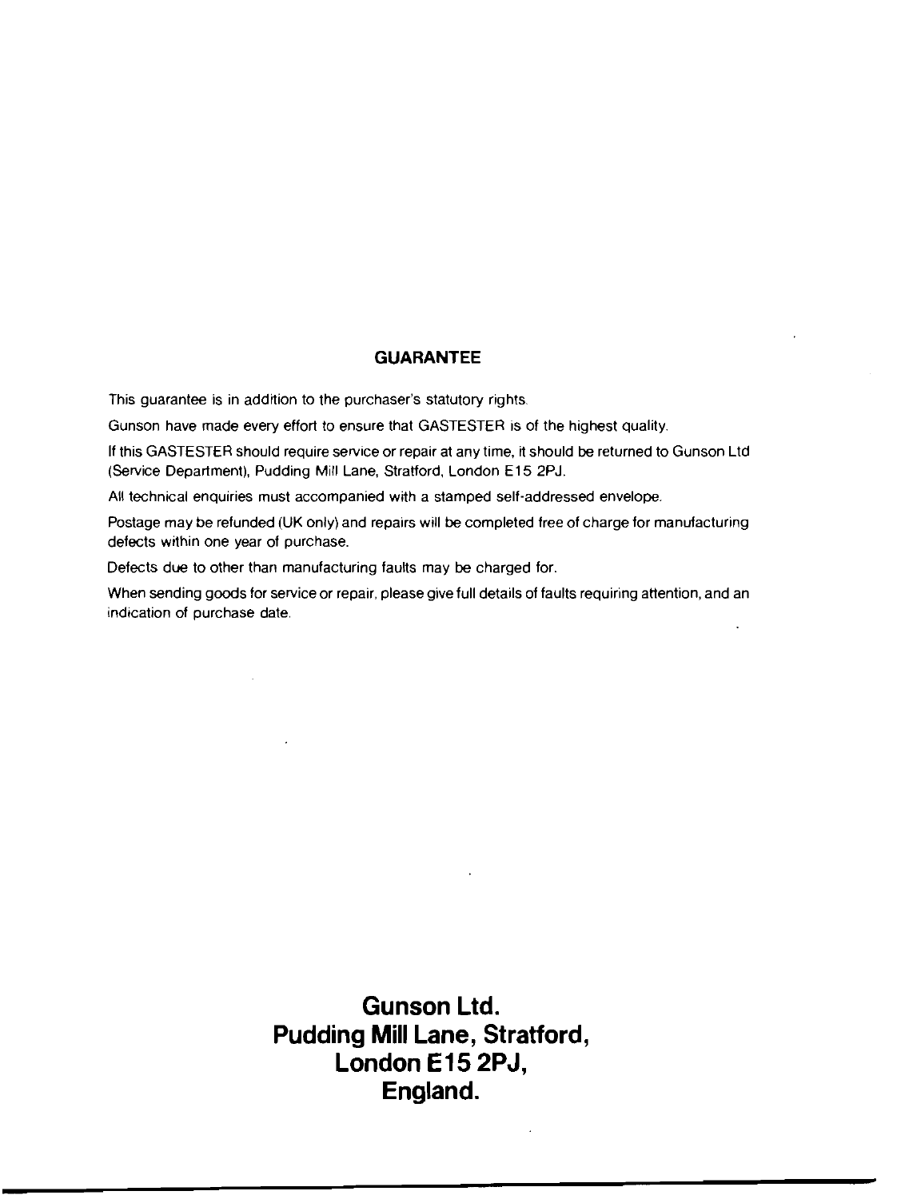## GUARANTEE

This guarantee is in addition to the purchaser's statutory rights.

Gunson have made every effort to ensure that GASTESTER is of the highest quality.

If this GASTESTER should require service or repair at any time, it should be returned to Gunson Ltd (Service Department), Pudding Mill Lane, Stratford, London E15 2PJ.

All technical enquiries must accompanied with a stamped self-addressed envelope.

Postage may be refunded (UK only) and repairs will be completed free of charge for manufacturing defects within one year of purchase.

Defects due to other than manufacturing faults may be charged for.

When sending goods for service or repair, please give full details of faults requiring attention, and an indication of purchase date.

**Gunson Ltd.**
**Pudding Mill Lane, Stratford,**
**London E15 2PJ,**
**England.**